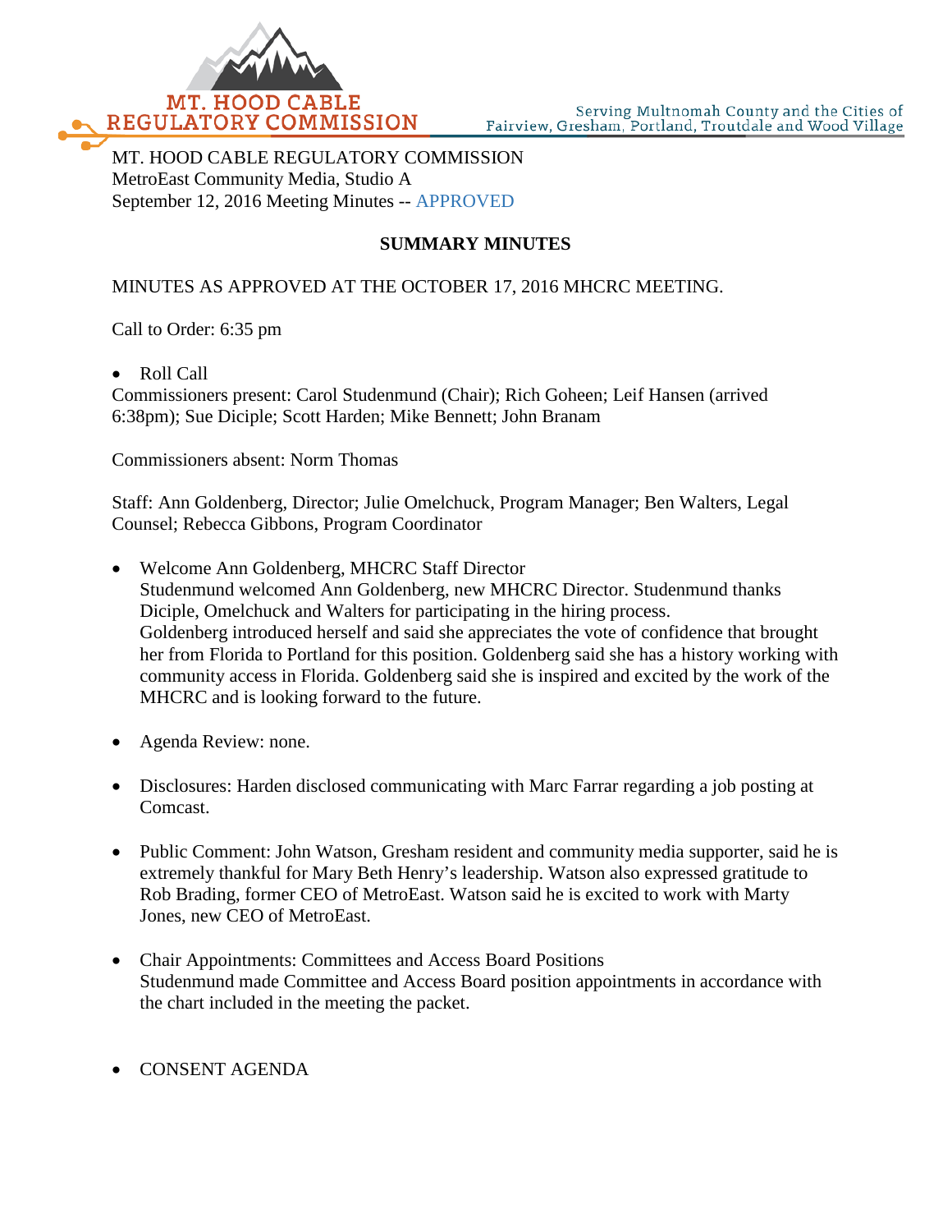MT. HOOD CABLE REGULATORY COMMISSION

Serving Multnomah County and the Cities of Fairview, Gresham, Portland, Troutdale and Wood Village

MT. HOOD CABLE REGULATORY COMMISSION
MetroEast Community Media, Studio A
September 12, 2016 Meeting Minutes -- APPROVED

**SUMMARY MINUTES**

MINUTES AS APPROVED AT THE OCTOBER 17, 2016 MHCRC MEETING.

Call to Order: 6:35 pm

- Roll Call

Commissioners present: Carol Studenmund (Chair); Rich Goheen; Leif Hansen (arrived 6:38pm); Sue Diciple; Scott Harden; Mike Bennett; John Branam

Commissioners absent: Norm Thomas

Staff: Ann Goldenberg, Director; Julie Omelchuck, Program Manager; Ben Walters, Legal Counsel; Rebecca Gibbons, Program Coordinator

- Welcome Ann Goldenberg, MHCRC Staff Director
  Studenmund welcomed Ann Goldenberg, new MHCRC Director. Studenmund thanks Diciple, Omelchuck and Walters for participating in the hiring process.
  Goldenberg introduced herself and said she appreciates the vote of confidence that brought her from Florida to Portland for this position. Goldenberg said she has a history working with community access in Florida. Goldenberg said she is inspired and excited by the work of the MHCRC and is looking forward to the future.

- Agenda Review: none.

- Disclosures: Harden disclosed communicating with Marc Farrar regarding a job posting at Comcast.

- Public Comment: John Watson, Gresham resident and community media supporter, said he is extremely thankful for Mary Beth Henry's leadership. Watson also expressed gratitude to Rob Brading, former CEO of MetroEast. Watson said he is excited to work with Marty Jones, new CEO of MetroEast.

- Chair Appointments: Committees and Access Board Positions
  Studenmund made Committee and Access Board position appointments in accordance with the chart included in the meeting the packet.

- CONSENT AGENDA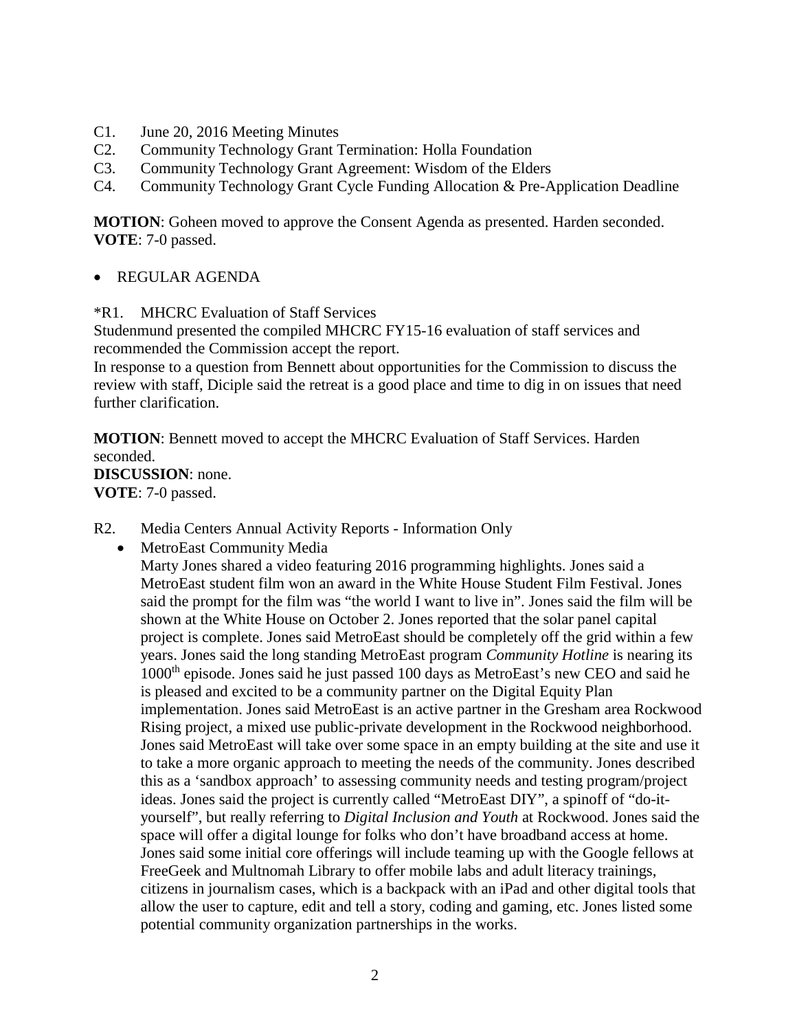C1. June 20, 2016 Meeting Minutes
C2. Community Technology Grant Termination: Holla Foundation
C3. Community Technology Grant Agreement: Wisdom of the Elders
C4. Community Technology Grant Cycle Funding Allocation & Pre-Application Deadline

**MOTION**: Goheen moved to approve the Consent Agenda as presented. Harden seconded.
**VOTE**: 7-0 passed.

- REGULAR AGENDA

*R1. MHCRC Evaluation of Staff Services
Studenmund presented the compiled MHCRC FY15-16 evaluation of staff services and recommended the Commission accept the report.
In response to a question from Bennett about opportunities for the Commission to discuss the review with staff, Diciple said the retreat is a good place and time to dig in on issues that need further clarification.

**MOTION**: Bennett moved to accept the MHCRC Evaluation of Staff Services. Harden seconded.
**DISCUSSION**: none.
**VOTE**: 7-0 passed.

R2. Media Centers Annual Activity Reports - Information Only

- MetroEast Community Media
  Marty Jones shared a video featuring 2016 programming highlights. Jones said a MetroEast student film won an award in the White House Student Film Festival. Jones said the prompt for the film was "the world I want to live in". Jones said the film will be shown at the White House on October 2. Jones reported that the solar panel capital project is complete. Jones said MetroEast should be completely off the grid within a few years. Jones said the long standing MetroEast program *Community Hotline* is nearing its 1000th episode. Jones said he just passed 100 days as MetroEast's new CEO and said he is pleased and excited to be a community partner on the Digital Equity Plan implementation. Jones said MetroEast is an active partner in the Gresham area Rockwood Rising project, a mixed use public-private development in the Rockwood neighborhood. Jones said MetroEast will take over some space in an empty building at the site and use it to take a more organic approach to meeting the needs of the community. Jones described this as a 'sandbox approach' to assessing community needs and testing program/project ideas. Jones said the project is currently called "MetroEast DIY", a spinoff of "do-it-yourself", but really referring to *Digital Inclusion and Youth* at Rockwood. Jones said the space will offer a digital lounge for folks who don't have broadband access at home. Jones said some initial core offerings will include teaming up with the Google fellows at FreeGeek and Multnomah Library to offer mobile labs and adult literacy trainings, citizens in journalism cases, which is a backpack with an iPad and other digital tools that allow the user to capture, edit and tell a story, coding and gaming, etc. Jones listed some potential community organization partnerships in the works.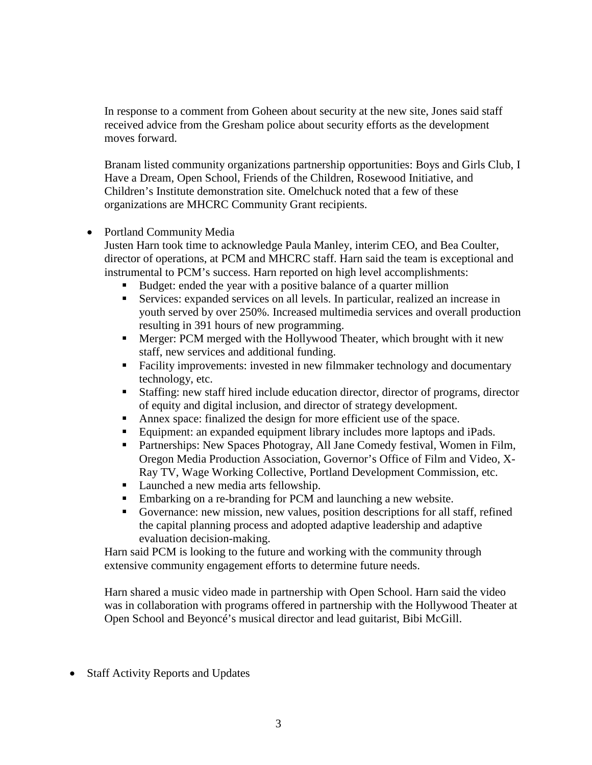In response to a comment from Goheen about security at the new site, Jones said staff received advice from the Gresham police about security efforts as the development moves forward.

Branam listed community organizations partnership opportunities: Boys and Girls Club, I Have a Dream, Open School, Friends of the Children, Rosewood Initiative, and Children's Institute demonstration site. Omelchuck noted that a few of these organizations are MHCRC Community Grant recipients.

- Portland Community Media

  Justen Harn took time to acknowledge Paula Manley, interim CEO, and Bea Coulter, director of operations, at PCM and MHCRC staff. Harn said the team is exceptional and instrumental to PCM's success. Harn reported on high level accomplishments:
  - Budget: ended the year with a positive balance of a quarter million
  - Services: expanded services on all levels. In particular, realized an increase in youth served by over 250%. Increased multimedia services and overall production resulting in 391 hours of new programming.
  - Merger: PCM merged with the Hollywood Theater, which brought with it new staff, new services and additional funding.
  - Facility improvements: invested in new filmmaker technology and documentary technology, etc.
  - Staffing: new staff hired include education director, director of programs, director of equity and digital inclusion, and director of strategy development.
  - Annex space: finalized the design for more efficient use of the space.
  - Equipment: an expanded equipment library includes more laptops and iPads.
  - Partnerships: New Spaces Photogray, All Jane Comedy festival, Women in Film, Oregon Media Production Association, Governor's Office of Film and Video, X-Ray TV, Wage Working Collective, Portland Development Commission, etc.
  - Launched a new media arts fellowship.
  - Embarking on a re-branding for PCM and launching a new website.
  - Governance: new mission, new values, position descriptions for all staff, refined the capital planning process and adopted adaptive leadership and adaptive evaluation decision-making.

  Harn said PCM is looking to the future and working with the community through extensive community engagement efforts to determine future needs.

  Harn shared a music video made in partnership with Open School. Harn said the video was in collaboration with programs offered in partnership with the Hollywood Theater at Open School and Beyoncé's musical director and lead guitarist, Bibi McGill.

- Staff Activity Reports and Updates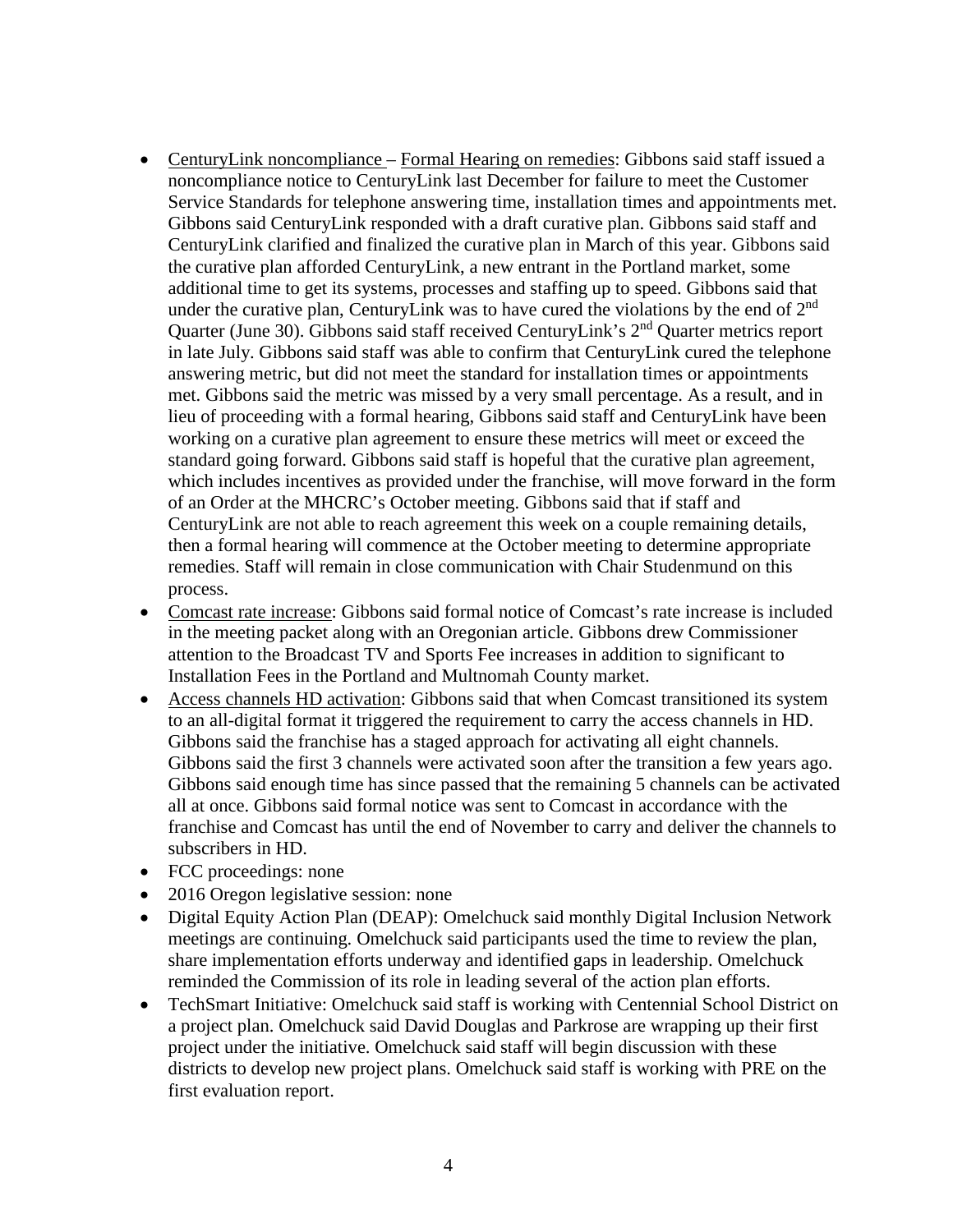- CenturyLink noncompliance – Formal Hearing on remedies: Gibbons said staff issued a noncompliance notice to CenturyLink last December for failure to meet the Customer Service Standards for telephone answering time, installation times and appointments met. Gibbons said CenturyLink responded with a draft curative plan. Gibbons said staff and CenturyLink clarified and finalized the curative plan in March of this year. Gibbons said the curative plan afforded CenturyLink, a new entrant in the Portland market, some additional time to get its systems, processes and staffing up to speed. Gibbons said that under the curative plan, CenturyLink was to have cured the violations by the end of 2nd Quarter (June 30). Gibbons said staff received CenturyLink's 2nd Quarter metrics report in late July. Gibbons said staff was able to confirm that CenturyLink cured the telephone answering metric, but did not meet the standard for installation times or appointments met. Gibbons said the metric was missed by a very small percentage. As a result, and in lieu of proceeding with a formal hearing, Gibbons said staff and CenturyLink have been working on a curative plan agreement to ensure these metrics will meet or exceed the standard going forward. Gibbons said staff is hopeful that the curative plan agreement, which includes incentives as provided under the franchise, will move forward in the form of an Order at the MHCRC's October meeting. Gibbons said that if staff and CenturyLink are not able to reach agreement this week on a couple remaining details, then a formal hearing will commence at the October meeting to determine appropriate remedies. Staff will remain in close communication with Chair Studenmund on this process.
- Comcast rate increase: Gibbons said formal notice of Comcast's rate increase is included in the meeting packet along with an Oregonian article. Gibbons drew Commissioner attention to the Broadcast TV and Sports Fee increases in addition to significant to Installation Fees in the Portland and Multnomah County market.
- Access channels HD activation: Gibbons said that when Comcast transitioned its system to an all-digital format it triggered the requirement to carry the access channels in HD. Gibbons said the franchise has a staged approach for activating all eight channels. Gibbons said the first 3 channels were activated soon after the transition a few years ago. Gibbons said enough time has since passed that the remaining 5 channels can be activated all at once. Gibbons said formal notice was sent to Comcast in accordance with the franchise and Comcast has until the end of November to carry and deliver the channels to subscribers in HD.
- FCC proceedings: none
- 2016 Oregon legislative session: none
- Digital Equity Action Plan (DEAP): Omelchuck said monthly Digital Inclusion Network meetings are continuing. Omelchuck said participants used the time to review the plan, share implementation efforts underway and identified gaps in leadership. Omelchuck reminded the Commission of its role in leading several of the action plan efforts.
- TechSmart Initiative: Omelchuck said staff is working with Centennial School District on a project plan. Omelchuck said David Douglas and Parkrose are wrapping up their first project under the initiative. Omelchuck said staff will begin discussion with these districts to develop new project plans. Omelchuck said staff is working with PRE on the first evaluation report.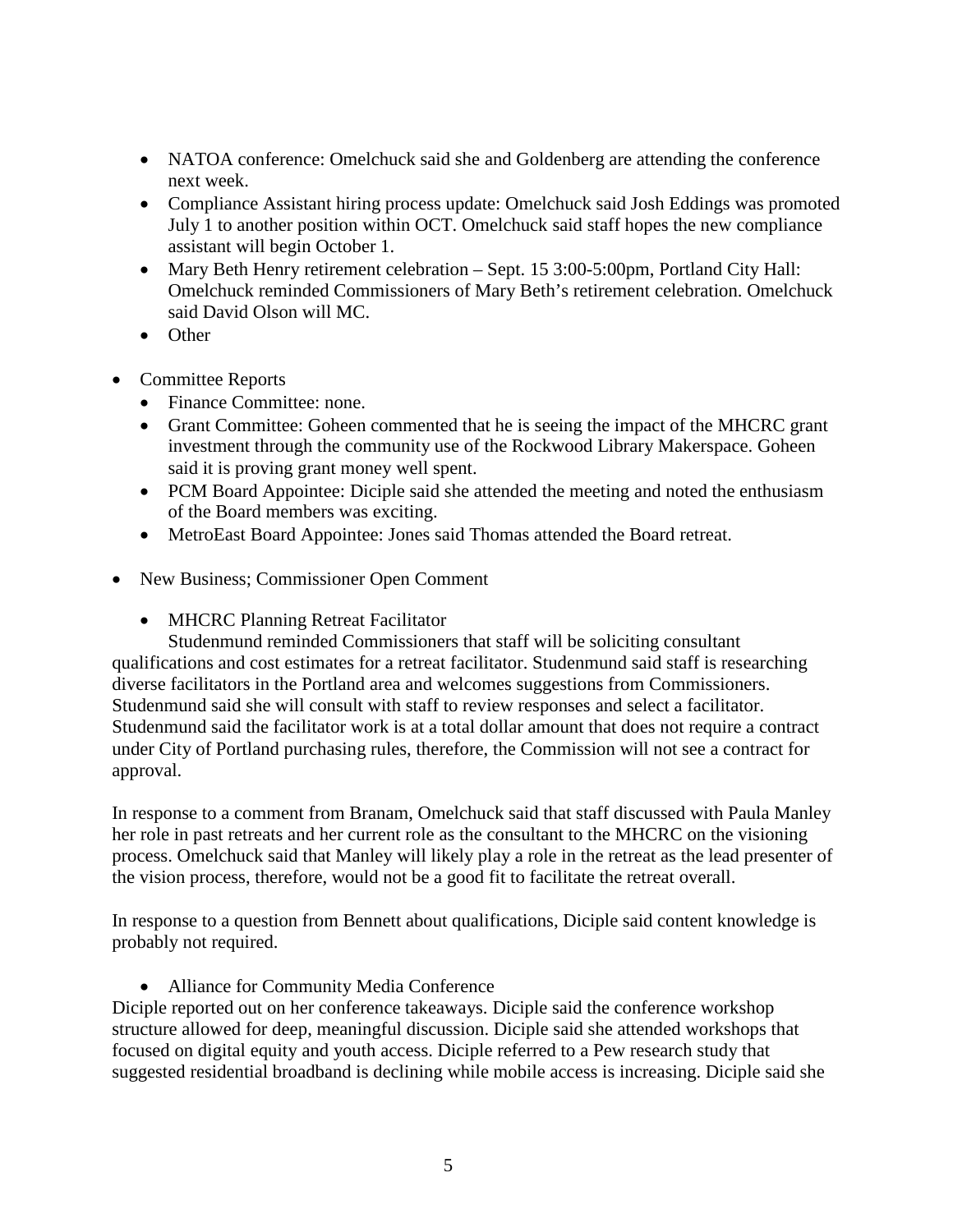- NATOA conference: Omelchuck said she and Goldenberg are attending the conference next week.
- Compliance Assistant hiring process update: Omelchuck said Josh Eddings was promoted July 1 to another position within OCT. Omelchuck said staff hopes the new compliance assistant will begin October 1.
- Mary Beth Henry retirement celebration – Sept. 15 3:00-5:00pm, Portland City Hall: Omelchuck reminded Commissioners of Mary Beth's retirement celebration. Omelchuck said David Olson will MC.
- Other

- Committee Reports
  - Finance Committee: none.
  - Grant Committee: Goheen commented that he is seeing the impact of the MHCRC grant investment through the community use of the Rockwood Library Makerspace. Goheen said it is proving grant money well spent.
  - PCM Board Appointee: Diciple said she attended the meeting and noted the enthusiasm of the Board members was exciting.
  - MetroEast Board Appointee: Jones said Thomas attended the Board retreat.

- New Business; Commissioner Open Comment
  - MHCRC Planning Retreat Facilitator

Studenmund reminded Commissioners that staff will be soliciting consultant qualifications and cost estimates for a retreat facilitator. Studenmund said staff is researching diverse facilitators in the Portland area and welcomes suggestions from Commissioners. Studenmund said she will consult with staff to review responses and select a facilitator. Studenmund said the facilitator work is at a total dollar amount that does not require a contract under City of Portland purchasing rules, therefore, the Commission will not see a contract for approval.

In response to a comment from Branam, Omelchuck said that staff discussed with Paula Manley her role in past retreats and her current role as the consultant to the MHCRC on the visioning process. Omelchuck said that Manley will likely play a role in the retreat as the lead presenter of the vision process, therefore, would not be a good fit to facilitate the retreat overall.

In response to a question from Bennett about qualifications, Diciple said content knowledge is probably not required.

- Alliance for Community Media Conference

Diciple reported out on her conference takeaways. Diciple said the conference workshop structure allowed for deep, meaningful discussion. Diciple said she attended workshops that focused on digital equity and youth access. Diciple referred to a Pew research study that suggested residential broadband is declining while mobile access is increasing. Diciple said she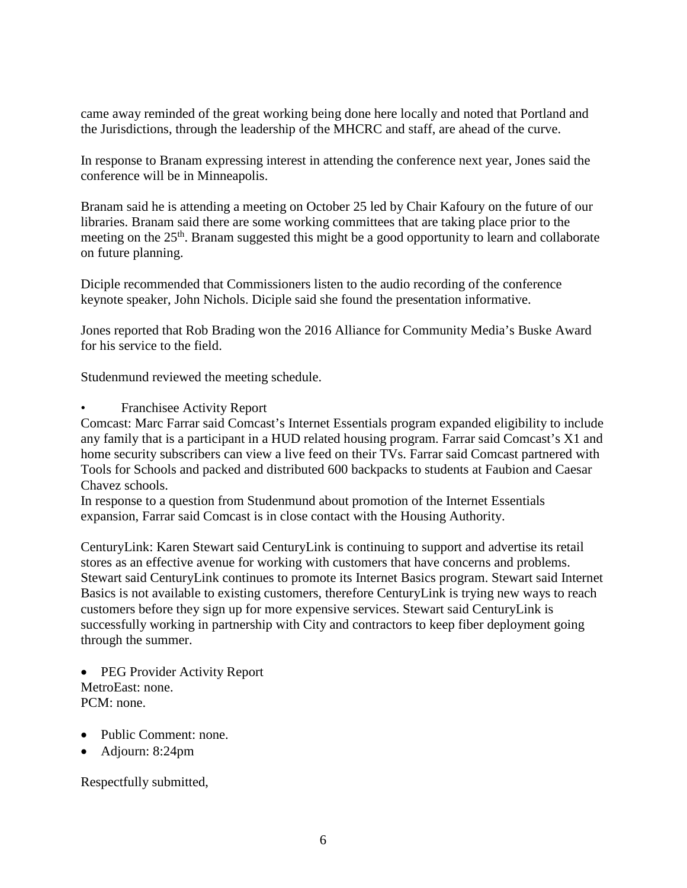came away reminded of the great working being done here locally and noted that Portland and the Jurisdictions, through the leadership of the MHCRC and staff, are ahead of the curve.

In response to Branam expressing interest in attending the conference next year, Jones said the conference will be in Minneapolis.

Branam said he is attending a meeting on October 25 led by Chair Kafoury on the future of our libraries. Branam said there are some working committees that are taking place prior to the meeting on the 25th. Branam suggested this might be a good opportunity to learn and collaborate on future planning.

Diciple recommended that Commissioners listen to the audio recording of the conference keynote speaker, John Nichols. Diciple said she found the presentation informative.

Jones reported that Rob Brading won the 2016 Alliance for Community Media's Buske Award for his service to the field.

Studenmund reviewed the meeting schedule.

- Franchisee Activity Report

Comcast: Marc Farrar said Comcast's Internet Essentials program expanded eligibility to include any family that is a participant in a HUD related housing program. Farrar said Comcast's X1 and home security subscribers can view a live feed on their TVs. Farrar said Comcast partnered with Tools for Schools and packed and distributed 600 backpacks to students at Faubion and Caesar Chavez schools.
In response to a question from Studenmund about promotion of the Internet Essentials expansion, Farrar said Comcast is in close contact with the Housing Authority.

CenturyLink: Karen Stewart said CenturyLink is continuing to support and advertise its retail stores as an effective avenue for working with customers that have concerns and problems. Stewart said CenturyLink continues to promote its Internet Basics program. Stewart said Internet Basics is not available to existing customers, therefore CenturyLink is trying new ways to reach customers before they sign up for more expensive services. Stewart said CenturyLink is successfully working in partnership with City and contractors to keep fiber deployment going through the summer.

- PEG Provider Activity Report

MetroEast: none.
PCM: none.

- Public Comment: none.
- Adjourn: 8:24pm

Respectfully submitted,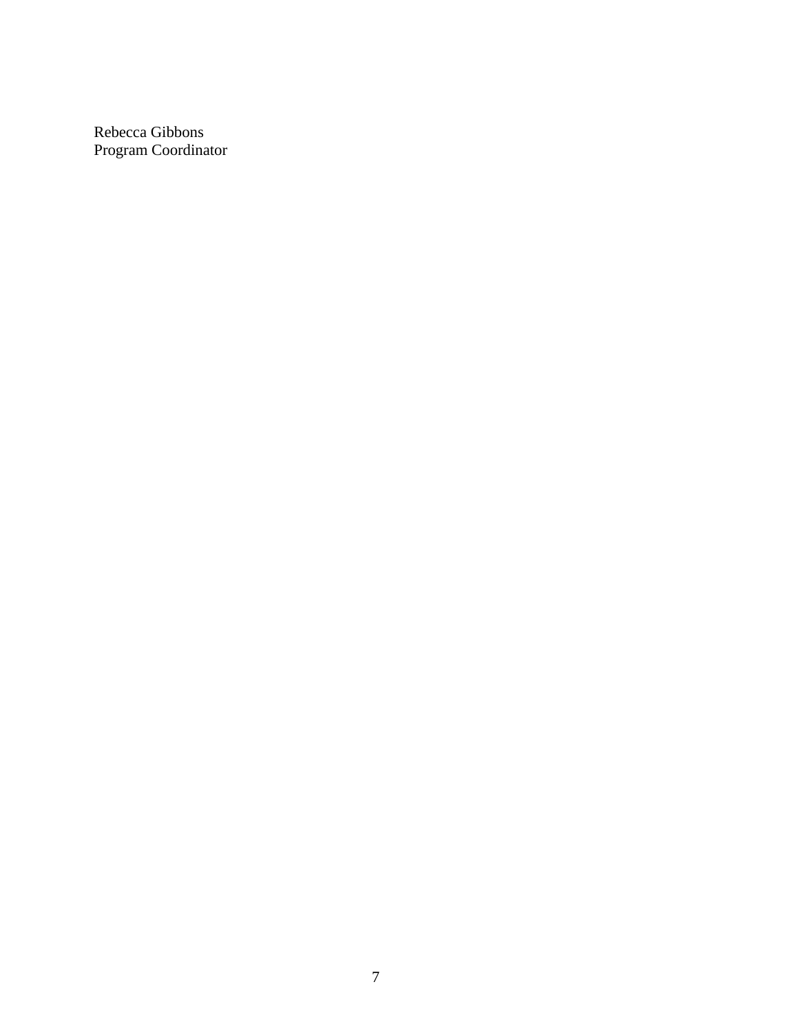Rebecca Gibbons
Program Coordinator